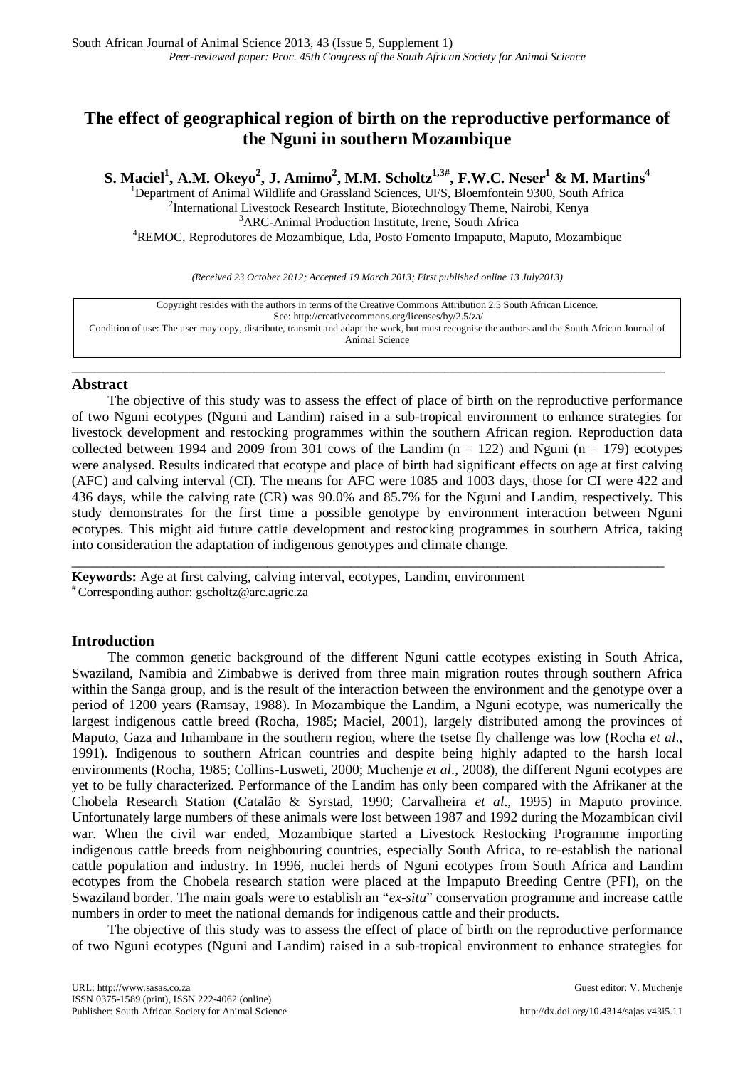# The effect of geographical region of birth on the reproductive performance of the Nguni in southern Mozambique

**S. Maciel[1], A.M. Okeyo[2], J. Amimo[2], M.M. Scholtz[1,3#], F.W.C. Neser[1] & M. Martins[4]**

[1]Department of Animal Wildlife and Grassland Sciences, UFS, Bloemfontein 9300, South Africa
[2]International Livestock Research Institute, Biotechnology Theme, Nairobi, Kenya
[3]ARC-Animal Production Institute, Irene, South Africa
[4]REMOC, Reprodutores de Mozambique, Lda, Posto Fomento Impaputo, Maputo, Mozambique

*(Received 23 October 2012; Accepted 19 March 2013; First published online 13 July2013)*

Copyright resides with the authors in terms of the Creative Commons Attribution 2.5 South African Licence.
See: http://creativecommons.org/licenses/by/2.5/za/
Condition of use: The user may copy, distribute, transmit and adapt the work, but must recognise the authors and the South African Journal of Animal Science

---

## Abstract

The objective of this study was to assess the effect of place of birth on the reproductive performance of two Nguni ecotypes (Nguni and Landim) raised in a sub-tropical environment to enhance strategies for livestock development and restocking programmes within the southern African region. Reproduction data collected between 1994 and 2009 from 301 cows of the Landim (n = 122) and Nguni (n = 179) ecotypes were analysed. Results indicated that ecotype and place of birth had significant effects on age at first calving (AFC) and calving interval (CI). The means for AFC were 1085 and 1003 days, those for CI were 422 and 436 days, while the calving rate (CR) was 90.0% and 85.7% for the Nguni and Landim, respectively. This study demonstrates for the first time a possible genotype by environment interaction between Nguni ecotypes. This might aid future cattle development and restocking programmes in southern Africa, taking into consideration the adaptation of indigenous genotypes and climate change.

---

**Keywords:** Age at first calving, calving interval, ecotypes, Landim, environment
[#] Corresponding author: gscholtz@arc.agric.za

## Introduction

The common genetic background of the different Nguni cattle ecotypes existing in South Africa, Swaziland, Namibia and Zimbabwe is derived from three main migration routes through southern Africa within the Sanga group, and is the result of the interaction between the environment and the genotype over a period of 1200 years (Ramsay, 1988). In Mozambique the Landim, a Nguni ecotype, was numerically the largest indigenous cattle breed (Rocha, 1985; Maciel, 2001), largely distributed among the provinces of Maputo, Gaza and Inhambane in the southern region, where the tsetse fly challenge was low (Rocha *et al*., 1991). Indigenous to southern African countries and despite being highly adapted to the harsh local environments (Rocha, 1985; Collins-Lusweti, 2000; Muchenje *et al*., 2008), the different Nguni ecotypes are yet to be fully characterized. Performance of the Landim has only been compared with the Afrikaner at the Chobela Research Station (Catalão & Syrstad, 1990; Carvalheira *et al*., 1995) in Maputo province. Unfortunately large numbers of these animals were lost between 1987 and 1992 during the Mozambican civil war. When the civil war ended, Mozambique started a Livestock Restocking Programme importing indigenous cattle breeds from neighbouring countries, especially South Africa, to re-establish the national cattle population and industry. In 1996, nuclei herds of Nguni ecotypes from South Africa and Landim ecotypes from the Chobela research station were placed at the Impaputo Breeding Centre (PFI), on the Swaziland border. The main goals were to establish an "*ex-situ*" conservation programme and increase cattle numbers in order to meet the national demands for indigenous cattle and their products.

The objective of this study was to assess the effect of place of birth on the reproductive performance of two Nguni ecotypes (Nguni and Landim) raised in a sub-tropical environment to enhance strategies for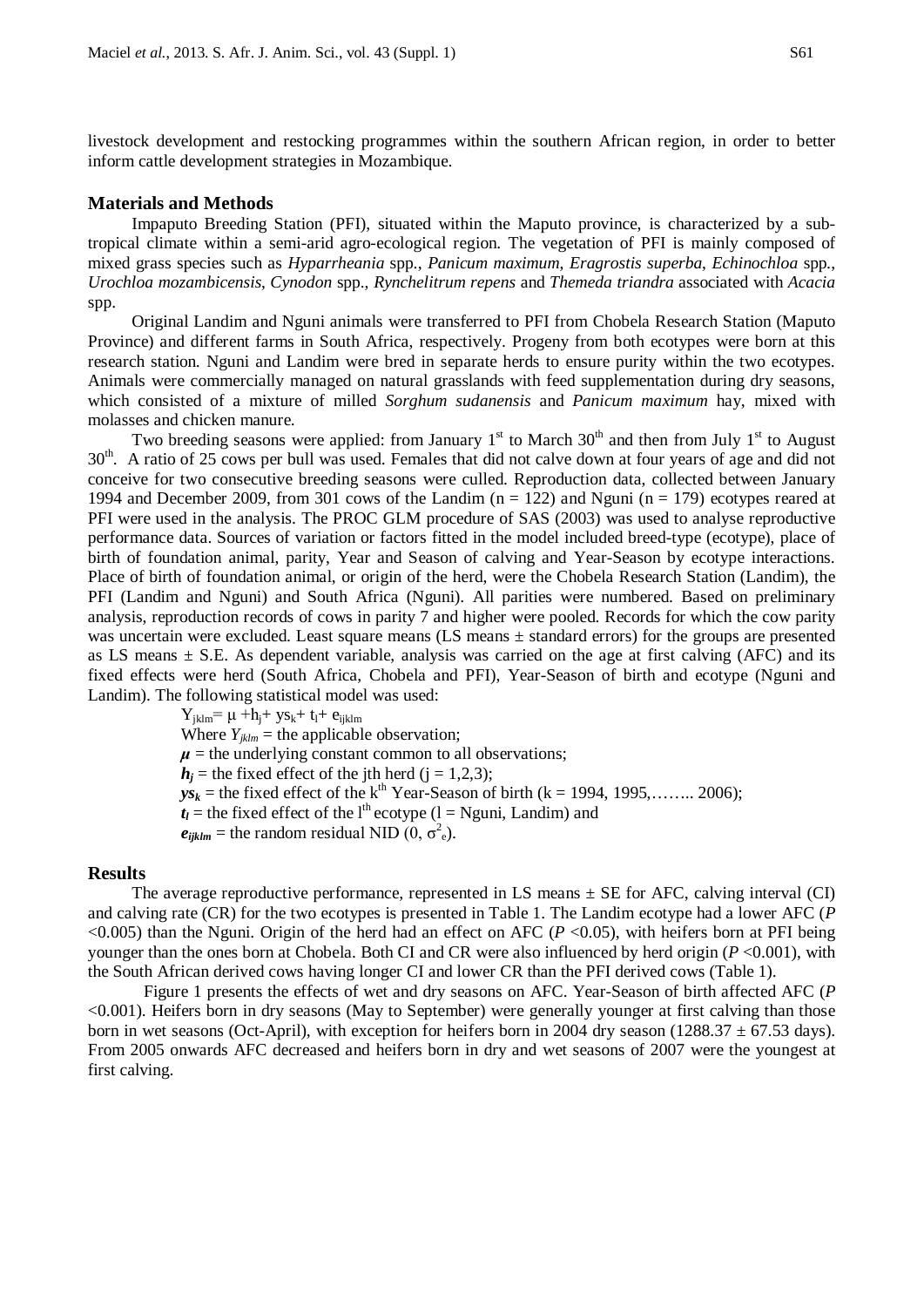livestock development and restocking programmes within the southern African region, in order to better inform cattle development strategies in Mozambique.

## Materials and Methods

Impaputo Breeding Station (PFI), situated within the Maputo province, is characterized by a sub-tropical climate within a semi-arid agro-ecological region. The vegetation of PFI is mainly composed of mixed grass species such as *Hyparrheania* spp., *Panicum maximum*, *Eragrostis superba*, *Echinochloa* spp., *Urochloa mozambicensis*, *Cynodon* spp., *Rynchelitrum repens* and *Themeda triandra* associated with *Acacia* spp.

Original Landim and Nguni animals were transferred to PFI from Chobela Research Station (Maputo Province) and different farms in South Africa, respectively. Progeny from both ecotypes were born at this research station. Nguni and Landim were bred in separate herds to ensure purity within the two ecotypes. Animals were commercially managed on natural grasslands with feed supplementation during dry seasons, which consisted of a mixture of milled *Sorghum sudanensis* and *Panicum maximum* hay, mixed with molasses and chicken manure.

Two breeding seasons were applied: from January 1st to March 30th and then from July 1st to August 30th. A ratio of 25 cows per bull was used. Females that did not calve down at four years of age and did not conceive for two consecutive breeding seasons were culled. Reproduction data, collected between January 1994 and December 2009, from 301 cows of the Landim (n = 122) and Nguni (n = 179) ecotypes reared at PFI were used in the analysis. The PROC GLM procedure of SAS (2003) was used to analyse reproductive performance data. Sources of variation or factors fitted in the model included breed-type (ecotype), place of birth of foundation animal, parity, Year and Season of calving and Year-Season by ecotype interactions. Place of birth of foundation animal, or origin of the herd, were the Chobela Research Station (Landim), the PFI (Landim and Nguni) and South Africa (Nguni). All parities were numbered. Based on preliminary analysis, reproduction records of cows in parity 7 and higher were pooled. Records for which the cow parity was uncertain were excluded. Least square means (LS means ± standard errors) for the groups are presented as LS means ± S.E. As dependent variable, analysis was carried on the age at first calving (AFC) and its fixed effects were herd (South Africa, Chobela and PFI), Year-Season of birth and ecotype (Nguni and Landim). The following statistical model was used:

$$Y_{jklm} = \mu + h_j + ys_k + t_l + e_{ijklm}$$

Where $Y_{jklm}$ = the applicable observation;

$\mu$ = the underlying constant common to all observations;

$h_j$ = the fixed effect of the jth herd ($j = 1,2,3$);

$ys_k$ = the fixed effect of the $k^{th}$ Year-Season of birth ($k$ = 1994, 1995,…….. 2006);

$t_l$ = the fixed effect of the $l^{th}$ ecotype ($l$ = Nguni, Landim) and

$e_{ijklm}$ = the random residual NID $(0, \sigma^2_e)$.

## Results

The average reproductive performance, represented in LS means ± SE for AFC, calving interval (CI) and calving rate (CR) for the two ecotypes is presented in Table 1. The Landim ecotype had a lower AFC ($P < 0.005$) than the Nguni. Origin of the herd had an effect on AFC ($P < 0.05$), with heifers born at PFI being younger than the ones born at Chobela. Both CI and CR were also influenced by herd origin ($P < 0.001$), with the South African derived cows having longer CI and lower CR than the PFI derived cows (Table 1).

Figure 1 presents the effects of wet and dry seasons on AFC. Year-Season of birth affected AFC ($P < 0.001$). Heifers born in dry seasons (May to September) were generally younger at first calving than those born in wet seasons (Oct-April), with exception for heifers born in 2004 dry season (1288.37 ± 67.53 days). From 2005 onwards AFC decreased and heifers born in dry and wet seasons of 2007 were the youngest at first calving.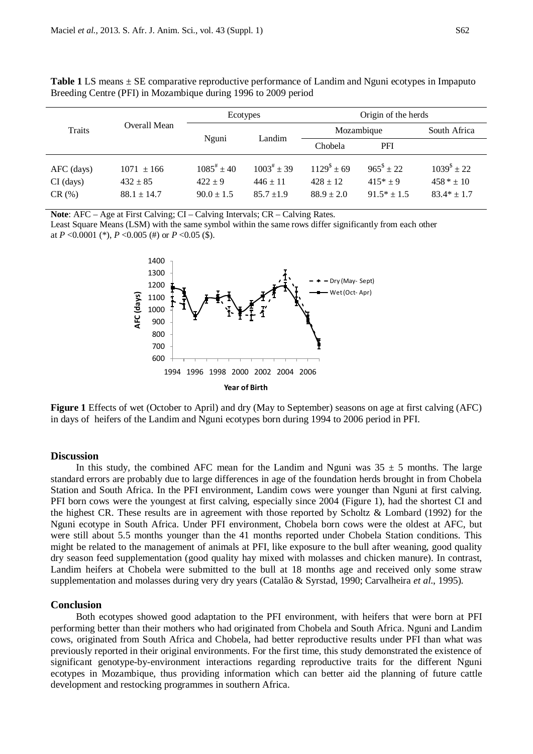**Table 1** LS means ± SE comparative reproductive performance of Landim and Nguni ecotypes in Impaputo Breeding Centre (PFI) in Mozambique during 1996 to 2009 period

| Traits | Overall Mean | Ecotypes | | Origin of the herds | | |
|---|---|---|---|---|---|---|
| | | | | Mozambique | | South Africa |
| | | Nguni | Landim | Chobela | PFI | |
| AFC (days) | 1071 ± 166 | 1085[#] ± 40 | 1003[#] ± 39 | 1129[$] ± 69 | 965[$] ± 22 | 1039[$] ± 22 |
| CI (days) | 432 ± 85 | 422 ± 9 | 446 ± 11 | 428 ± 12 | 415* ± 9 | 458 * ± 10 |
| CR (%) | 88.1 ± 14.7 | 90.0 ± 1.5 | 85.7 ±1.9 | 88.9 ± 2.0 | 91.5* ± 1.5 | 83.4* ± 1.7 |

**Note**: AFC – Age at First Calving; CI – Calving Intervals; CR – Calving Rates.
Least Square Means (LSM) with the same symbol within the same rows differ significantly from each other at $P$ <0.0001 (*), $P$ <0.005 (#) or $P$ <0.05 ($).

**Figure 1** Effects of wet (October to April) and dry (May to September) seasons on age at first calving (AFC) in days of heifers of the Landim and Nguni ecotypes born during 1994 to 2006 period in PFI.

## Discussion

In this study, the combined AFC mean for the Landim and Nguni was 35 ± 5 months. The large standard errors are probably due to large differences in age of the foundation herds brought in from Chobela Station and South Africa. In the PFI environment, Landim cows were younger than Nguni at first calving. PFI born cows were the youngest at first calving, especially since 2004 (Figure 1), had the shortest CI and the highest CR. These results are in agreement with those reported by Scholtz & Lombard (1992) for the Nguni ecotype in South Africa. Under PFI environment, Chobela born cows were the oldest at AFC, but were still about 5.5 months younger than the 41 months reported under Chobela Station conditions. This might be related to the management of animals at PFI, like exposure to the bull after weaning, good quality dry season feed supplementation (good quality hay mixed with molasses and chicken manure). In contrast, Landim heifers at Chobela were submitted to the bull at 18 months age and received only some straw supplementation and molasses during very dry years (Catalão & Syrstad, 1990; Carvalheira *et al*., 1995).

## Conclusion

Both ecotypes showed good adaptation to the PFI environment, with heifers that were born at PFI performing better than their mothers who had originated from Chobela and South Africa. Nguni and Landim cows, originated from South Africa and Chobela, had better reproductive results under PFI than what was previously reported in their original environments. For the first time, this study demonstrated the existence of significant genotype-by-environment interactions regarding reproductive traits for the different Nguni ecotypes in Mozambique, thus providing information which can better aid the planning of future cattle development and restocking programmes in southern Africa.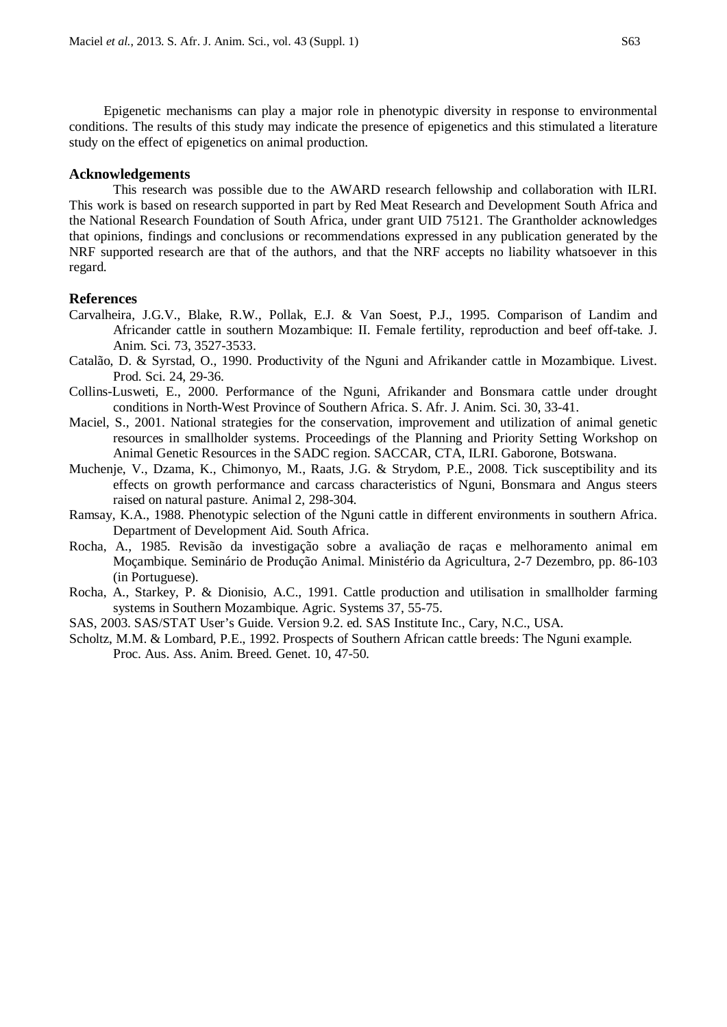Epigenetic mechanisms can play a major role in phenotypic diversity in response to environmental conditions. The results of this study may indicate the presence of epigenetics and this stimulated a literature study on the effect of epigenetics on animal production.

## Acknowledgements

This research was possible due to the AWARD research fellowship and collaboration with ILRI. This work is based on research supported in part by Red Meat Research and Development South Africa and the National Research Foundation of South Africa, under grant UID 75121. The Grantholder acknowledges that opinions, findings and conclusions or recommendations expressed in any publication generated by the NRF supported research are that of the authors, and that the NRF accepts no liability whatsoever in this regard.

## References

Carvalheira, J.G.V., Blake, R.W., Pollak, E.J. & Van Soest, P.J., 1995. Comparison of Landim and Africander cattle in southern Mozambique: II. Female fertility, reproduction and beef off-take. J. Anim. Sci. 73, 3527-3533.

Catalão, D. & Syrstad, O., 1990. Productivity of the Nguni and Afrikander cattle in Mozambique. Livest. Prod. Sci. 24, 29-36.

Collins-Lusweti, E., 2000. Performance of the Nguni, Afrikander and Bonsmara cattle under drought conditions in North-West Province of Southern Africa. S. Afr. J. Anim. Sci. 30, 33-41.

Maciel, S., 2001. National strategies for the conservation, improvement and utilization of animal genetic resources in smallholder systems. Proceedings of the Planning and Priority Setting Workshop on Animal Genetic Resources in the SADC region. SACCAR, CTA, ILRI. Gaborone, Botswana.

Muchenje, V., Dzama, K., Chimonyo, M., Raats, J.G. & Strydom, P.E., 2008. Tick susceptibility and its effects on growth performance and carcass characteristics of Nguni, Bonsmara and Angus steers raised on natural pasture. Animal 2, 298-304.

Ramsay, K.A., 1988. Phenotypic selection of the Nguni cattle in different environments in southern Africa. Department of Development Aid. South Africa.

Rocha, A., 1985. Revisão da investigação sobre a avaliação de raças e melhoramento animal em Moçambique. Seminário de Produção Animal. Ministério da Agricultura, 2-7 Dezembro, pp. 86-103 (in Portuguese).

Rocha, A., Starkey, P. & Dionisio, A.C., 1991. Cattle production and utilisation in smallholder farming systems in Southern Mozambique. Agric. Systems 37, 55-75.

SAS, 2003. SAS/STAT User's Guide. Version 9.2. ed. SAS Institute Inc., Cary, N.C., USA.

Scholtz, M.M. & Lombard, P.E., 1992. Prospects of Southern African cattle breeds: The Nguni example. Proc. Aus. Ass. Anim. Breed. Genet. 10, 47-50.